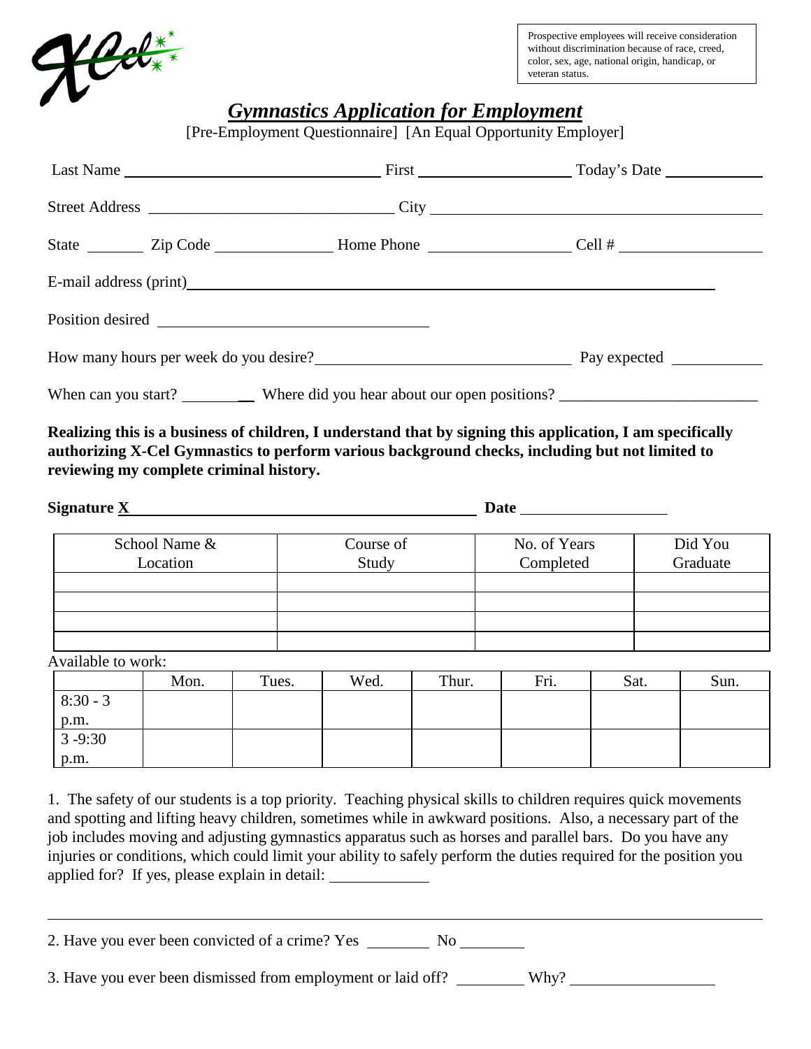Prospective employees will receive consideration without discrimination because of race, creed, color, sex, age, national origin, handicap, or veteran status.

# *Gymnastics Application for Employment*

[Pre-Employment Questionnaire] [An Equal Opportunity Employer]

Last Name ______________________ First ______________ Today's Date __________

Street Address ______________________ City ______________________

State ______ Zip Code ____________ Home Phone ______________ Cell # ______________

E-mail address (print) ______________________________________________

Position desired ______________________

How many hours per week do you desire? ______________________ Pay expected __________

When can you start? ________ Where did you hear about our open positions? ______________________

**Realizing this is a business of children, I understand that by signing this application, I am specifically authorizing X-Cel Gymnastics to perform various background checks, including but not limited to reviewing my complete criminal history.**

**Signature X** ______________________________ **Date** ______________

| School Name & Location | Course of Study | No. of Years Completed | Did You Graduate |
|---|---|---|---|
| | | | |
| | | | |
| | | | |
| | | | |

Available to work:

| | Mon. | Tues. | Wed. | Thur. | Fri. | Sat. | Sun. |
|---|---|---|---|---|---|---|---|
| 8:30 - 3 p.m. | | | | | | | |
| 3 -9:30 p.m. | | | | | | | |

1. The safety of our students is a top priority. Teaching physical skills to children requires quick movements and spotting and lifting heavy children, sometimes while in awkward positions. Also, a necessary part of the job includes moving and adjusting gymnastics apparatus such as horses and parallel bars. Do you have any injuries or conditions, which could limit your ability to safely perform the duties required for the position you applied for? If yes, please explain in detail: __________

______________________________________________________________

2. Have you ever been convicted of a crime? Yes ________ No ________

3. Have you ever been dismissed from employment or laid off? ________ Why? ______________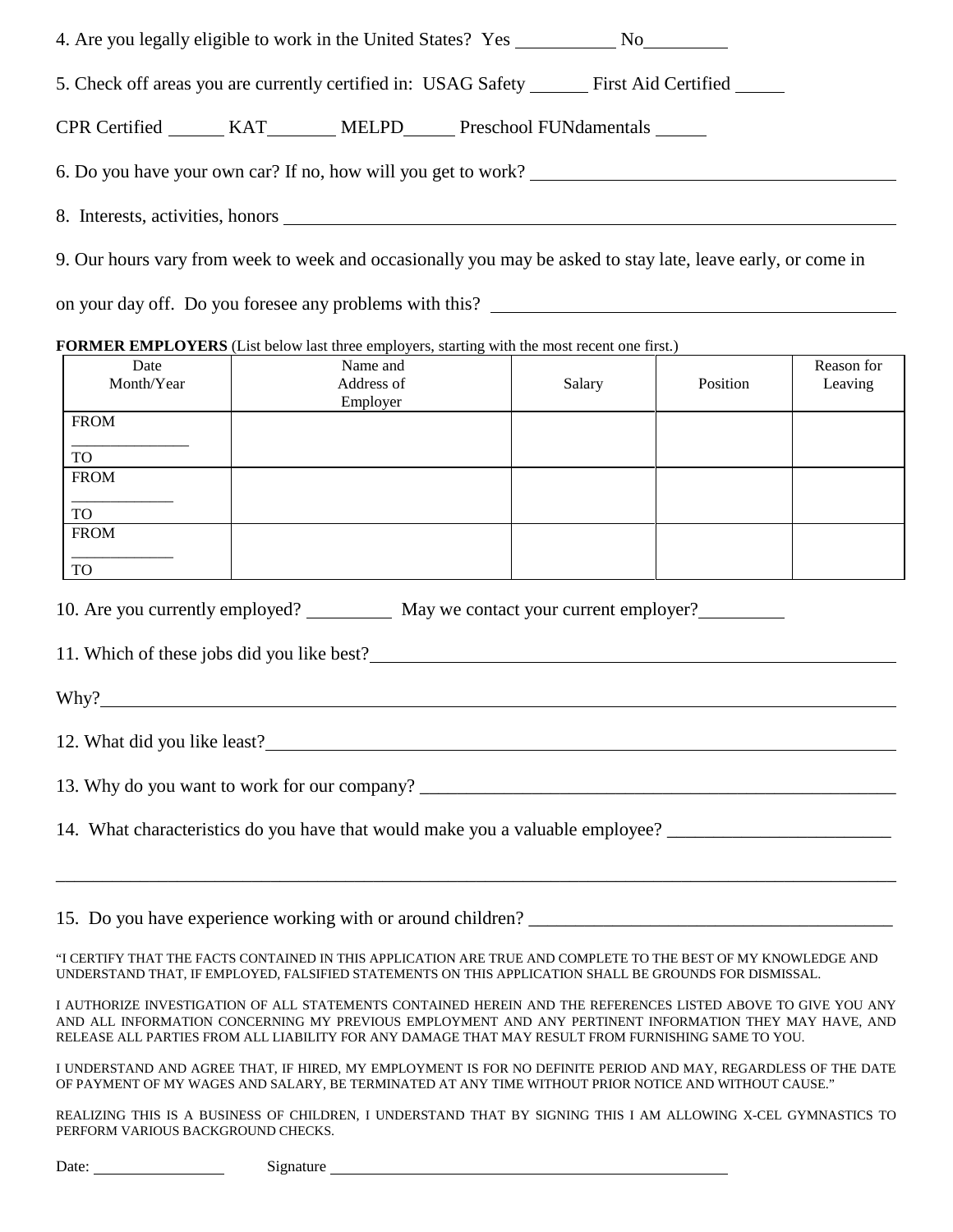4. Are you legally eligible to work in the United States? Yes __________ No_________

5. Check off areas you are currently certified in: USAG Safety ______ First Aid Certified _____

CPR Certified ______ KAT_______ MELPD_____ Preschool FUNdamentals _____

6. Do you have your own car? If no, how will you get to work? ________________________________________

8. Interests, activities, honors ______________________________________________________________

9. Our hours vary from week to week and occasionally you may be asked to stay late, leave early, or come in

on your day off. Do you foresee any problems with this? ____________________________________________

**FORMER EMPLOYERS** (List below last three employers, starting with the most recent one first.)

| Date Month/Year | Name and Address of Employer | Salary | Position | Reason for Leaving |
|---|---|---|---|---|
| FROM ______________ TO | | | | |
| FROM ____________ TO | | | | |
| FROM ____________ TO | | | | |

10. Are you currently employed? _________ May we contact your current employer?_________

11. Which of these jobs did you like best?________________________________________________________

Why?_______________________________________________________________________________

12. What did you like least?__________________________________________________________________

13. Why do you want to work for our company? ___________________________________________________

14. What characteristics do you have that would make you a valuable employee? _______________________

_____________________________________________________________________________________

15. Do you have experience working with or around children? _______________________________________

"I CERTIFY THAT THE FACTS CONTAINED IN THIS APPLICATION ARE TRUE AND COMPLETE TO THE BEST OF MY KNOWLEDGE AND UNDERSTAND THAT, IF EMPLOYED, FALSIFIED STATEMENTS ON THIS APPLICATION SHALL BE GROUNDS FOR DISMISSAL.

I AUTHORIZE INVESTIGATION OF ALL STATEMENTS CONTAINED HEREIN AND THE REFERENCES LISTED ABOVE TO GIVE YOU ANY AND ALL INFORMATION CONCERNING MY PREVIOUS EMPLOYMENT AND ANY PERTINENT INFORMATION THEY MAY HAVE, AND RELEASE ALL PARTIES FROM ALL LIABILITY FOR ANY DAMAGE THAT MAY RESULT FROM FURNISHING SAME TO YOU.

I UNDERSTAND AND AGREE THAT, IF HIRED, MY EMPLOYMENT IS FOR NO DEFINITE PERIOD AND MAY, REGARDLESS OF THE DATE OF PAYMENT OF MY WAGES AND SALARY, BE TERMINATED AT ANY TIME WITHOUT PRIOR NOTICE AND WITHOUT CAUSE."

REALIZING THIS IS A BUSINESS OF CHILDREN, I UNDERSTAND THAT BY SIGNING THIS I AM ALLOWING X-CEL GYMNASTICS TO PERFORM VARIOUS BACKGROUND CHECKS.

Date: ________________ Signature ______________________________________________